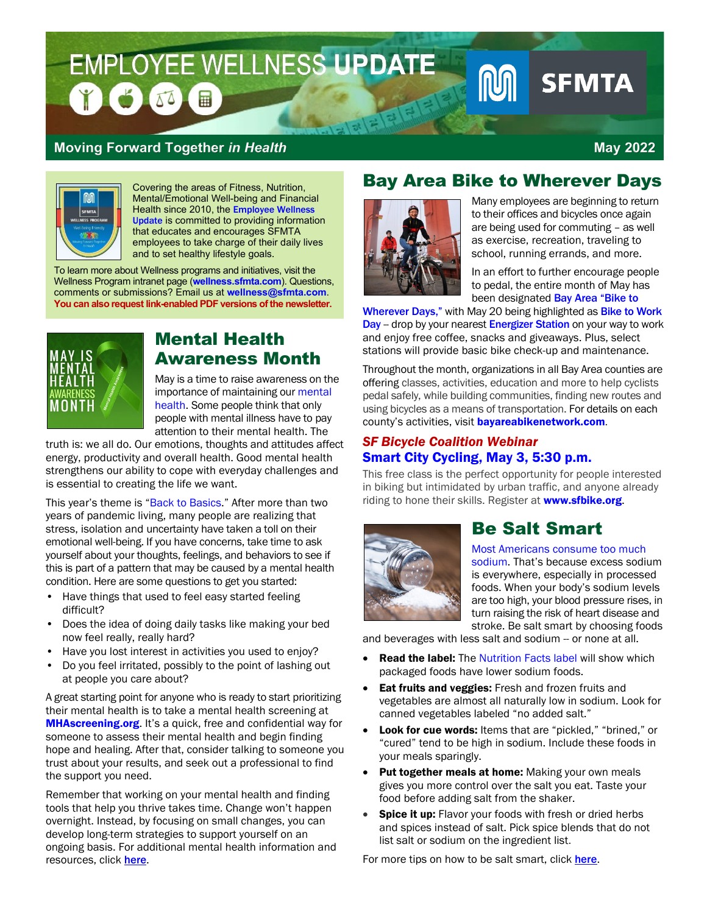# EMPLOYEE WELLNESS UPDATE

**Moving Forward Together *in Health*** — May 2022

Covering the areas of Fitness, Nutrition, Mental/Emotional Well-being and Financial Health since 2010, the Employee Wellness Update is committed to providing information that educates and encourages SFMTA employees to take charge of their daily lives and to set healthy lifestyle goals.

To learn more about Wellness programs and initiatives, visit the Wellness Program intranet page (**wellness.sfmta.com**). Questions, comments or submissions? Email us at **wellness@sfmta.com**. **You can also request link-enabled PDF versions of the newsletter.**

## Mental Health Awareness Month

May is a time to raise awareness on the importance of maintaining our mental health. Some people think that only people with mental illness have to pay attention to their mental health. The truth is: we all do. Our emotions, thoughts and attitudes affect energy, productivity and overall health. Good mental health strengthens our ability to cope with everyday challenges and is essential to creating the life we want.

This year's theme is "Back to Basics." After more than two years of pandemic living, many people are realizing that stress, isolation and uncertainty have taken a toll on their emotional well-being. If you have concerns, take time to ask yourself about your thoughts, feelings, and behaviors to see if this is part of a pattern that may be caused by a mental health condition. Here are some questions to get you started:

- Have things that used to feel easy started feeling difficult?
- Does the idea of doing daily tasks like making your bed now feel really, really hard?
- Have you lost interest in activities you used to enjoy?
- Do you feel irritated, possibly to the point of lashing out at people you care about?

A great starting point for anyone who is ready to start prioritizing their mental health is to take a mental health screening at **MHAscreening.org**. It's a quick, free and confidential way for someone to assess their mental health and begin finding hope and healing. After that, consider talking to someone you trust about your results, and seek out a professional to find the support you need.

Remember that working on your mental health and finding tools that help you thrive takes time. Change won't happen overnight. Instead, by focusing on small changes, you can develop long-term strategies to support yourself on an ongoing basis. For additional mental health information and resources, click **here**.

## Bay Area Bike to Wherever Days

Many employees are beginning to return to their offices and bicycles once again are being used for commuting – as well as exercise, recreation, traveling to school, running errands, and more.

In an effort to further encourage people to pedal, the entire month of May has been designated Bay Area "Bike to Wherever Days," with May 20 being highlighted as Bike to Work Day – drop by your nearest Energizer Station on your way to work and enjoy free coffee, snacks and giveaways. Plus, select stations will provide basic bike check-up and maintenance.

Throughout the month, organizations in all Bay Area counties are offering classes, activities, education and more to help cyclists pedal safely, while building communities, finding new routes and using bicycles as a means of transportation. For details on each county's activities, visit **bayareabikenetwork.com**.

### *SF Bicycle Coalition Webinar*
### Smart City Cycling, May 3, 5:30 p.m.

This free class is the perfect opportunity for people interested in biking but intimidated by urban traffic, and anyone already riding to hone their skills. Register at **www.sfbike.org**.

## Be Salt Smart

Most Americans consume too much sodium. That's because excess sodium is everywhere, especially in processed foods. When your body's sodium levels are too high, your blood pressure rises, in turn raising the risk of heart disease and stroke. Be salt smart by choosing foods and beverages with less salt and sodium -- or none at all.

- **Read the label:** The Nutrition Facts label will show which packaged foods have lower sodium foods.
- **Eat fruits and veggies:** Fresh and frozen fruits and vegetables are almost all naturally low in sodium. Look for canned vegetables labeled "no added salt."
- **Look for cue words:** Items that are "pickled," "brined," or "cured" tend to be high in sodium. Include these foods in your meals sparingly.
- **Put together meals at home:** Making your own meals gives you more control over the salt you eat. Taste your food before adding salt from the shaker.
- **Spice it up:** Flavor your foods with fresh or dried herbs and spices instead of salt. Pick spice blends that do not list salt or sodium on the ingredient list.

For more tips on how to be salt smart, click **here**.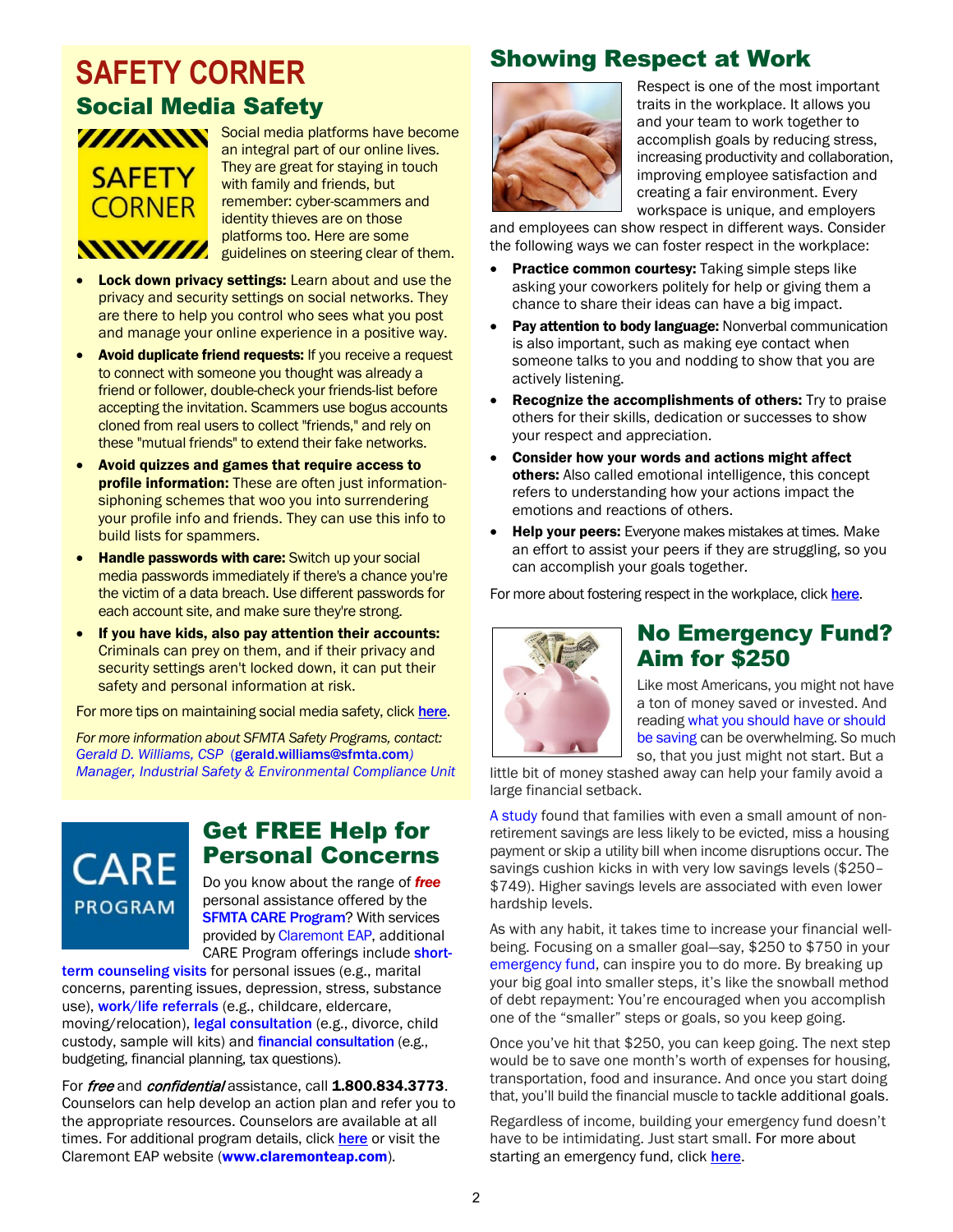# SAFETY CORNER

## Social Media Safety

Social media platforms have become an integral part of our online lives. They are great for staying in touch with family and friends, but remember: cyber-scammers and identity thieves are on those platforms too. Here are some guidelines on steering clear of them.

- **Lock down privacy settings:** Learn about and use the privacy and security settings on social networks. They are there to help you control who sees what you post and manage your online experience in a positive way.
- **Avoid duplicate friend requests:** If you receive a request to connect with someone you thought was already a friend or follower, double-check your friends-list before accepting the invitation. Scammers use bogus accounts cloned from real users to collect "friends," and rely on these "mutual friends" to extend their fake networks.
- **Avoid quizzes and games that require access to profile information:** These are often just information-siphoning schemes that woo you into surrendering your profile info and friends. They can use this info to build lists for spammers.
- **Handle passwords with care:** Switch up your social media passwords immediately if there's a chance you're the victim of a data breach. Use different passwords for each account site, and make sure they're strong.
- **If you have kids, also pay attention their accounts:** Criminals can prey on them, and if their privacy and security settings aren't locked down, it can put their safety and personal information at risk.

For more tips on maintaining social media safety, click **here**.

*For more information about SFMTA Safety Programs, contact: Gerald D. Williams, CSP (**gerald.williams@sfmta.com**) Manager, Industrial Safety & Environmental Compliance Unit*

## Get FREE Help for Personal Concerns

CARE PROGRAM

Do you know about the range of ***free*** personal assistance offered by the **SFMTA CARE Program**? With services provided by Claremont EAP, additional CARE Program offerings include **short-term counseling visits** for personal issues (e.g., marital concerns, parenting issues, depression, stress, substance use), **work/life referrals** (e.g., childcare, eldercare, moving/relocation), **legal consultation** (e.g., divorce, child custody, sample will kits) and **financial consultation** (e.g., budgeting, financial planning, tax questions).

For *free* and *confidential* assistance, call **1.800.834.3773**. Counselors can help develop an action plan and refer you to the appropriate resources. Counselors are available at all times. For additional program details, click **here** or visit the Claremont EAP website (**www.claremonteap.com**).

## Showing Respect at Work

Respect is one of the most important traits in the workplace. It allows you and your team to work together to accomplish goals by reducing stress, increasing productivity and collaboration, improving employee satisfaction and creating a fair environment. Every workspace is unique, and employers and employees can show respect in different ways. Consider the following ways we can foster respect in the workplace:

- **Practice common courtesy:** Taking simple steps like asking your coworkers politely for help or giving them a chance to share their ideas can have a big impact.
- **Pay attention to body language:** Nonverbal communication is also important, such as making eye contact when someone talks to you and nodding to show that you are actively listening.
- **Recognize the accomplishments of others:** Try to praise others for their skills, dedication or successes to show your respect and appreciation.
- **Consider how your words and actions might affect others:** Also called emotional intelligence, this concept refers to understanding how your actions impact the emotions and reactions of others.
- **Help your peers:** Everyone makes mistakes at times. Make an effort to assist your peers if they are struggling, so you can accomplish your goals together.

For more about fostering respect in the workplace, click **here**.

## No Emergency Fund? Aim for $250

Like most Americans, you might not have a ton of money saved or invested. And reading what you should have or should be saving can be overwhelming. So much so, that you just might not start. But a little bit of money stashed away can help your family avoid a large financial setback.

A study found that families with even a small amount of non-retirement savings are less likely to be evicted, miss a housing payment or skip a utility bill when income disruptions occur. The savings cushion kicks in with very low savings levels ($250–$749). Higher savings levels are associated with even lower hardship levels.

As with any habit, it takes time to increase your financial well-being. Focusing on a smaller goal—say, $250 to $750 in your emergency fund, can inspire you to do more. By breaking up your big goal into smaller steps, it's like the snowball method of debt repayment: You're encouraged when you accomplish one of the "smaller" steps or goals, so you keep going.

Once you've hit that $250, you can keep going. The next step would be to save one month's worth of expenses for housing, transportation, food and insurance. And once you start doing that, you'll build the financial muscle to tackle additional goals.

Regardless of income, building your emergency fund doesn't have to be intimidating. Just start small. For more about starting an emergency fund, click **here**.